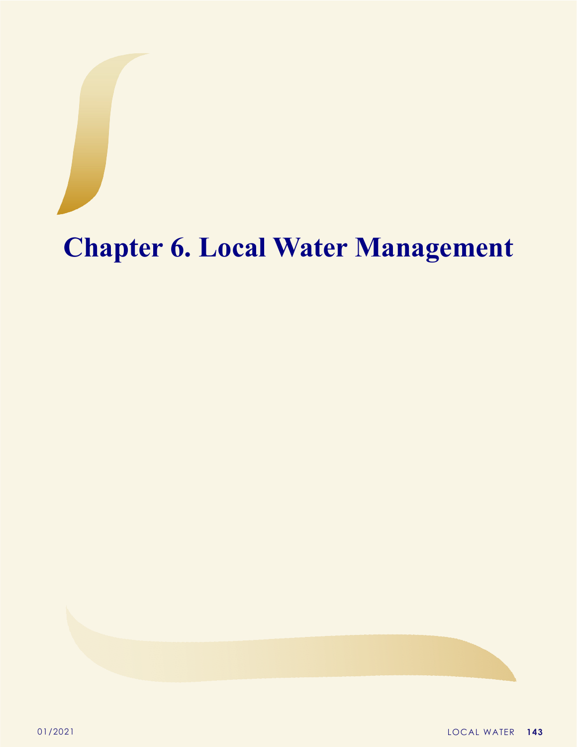# Chapter 6. Local Water Management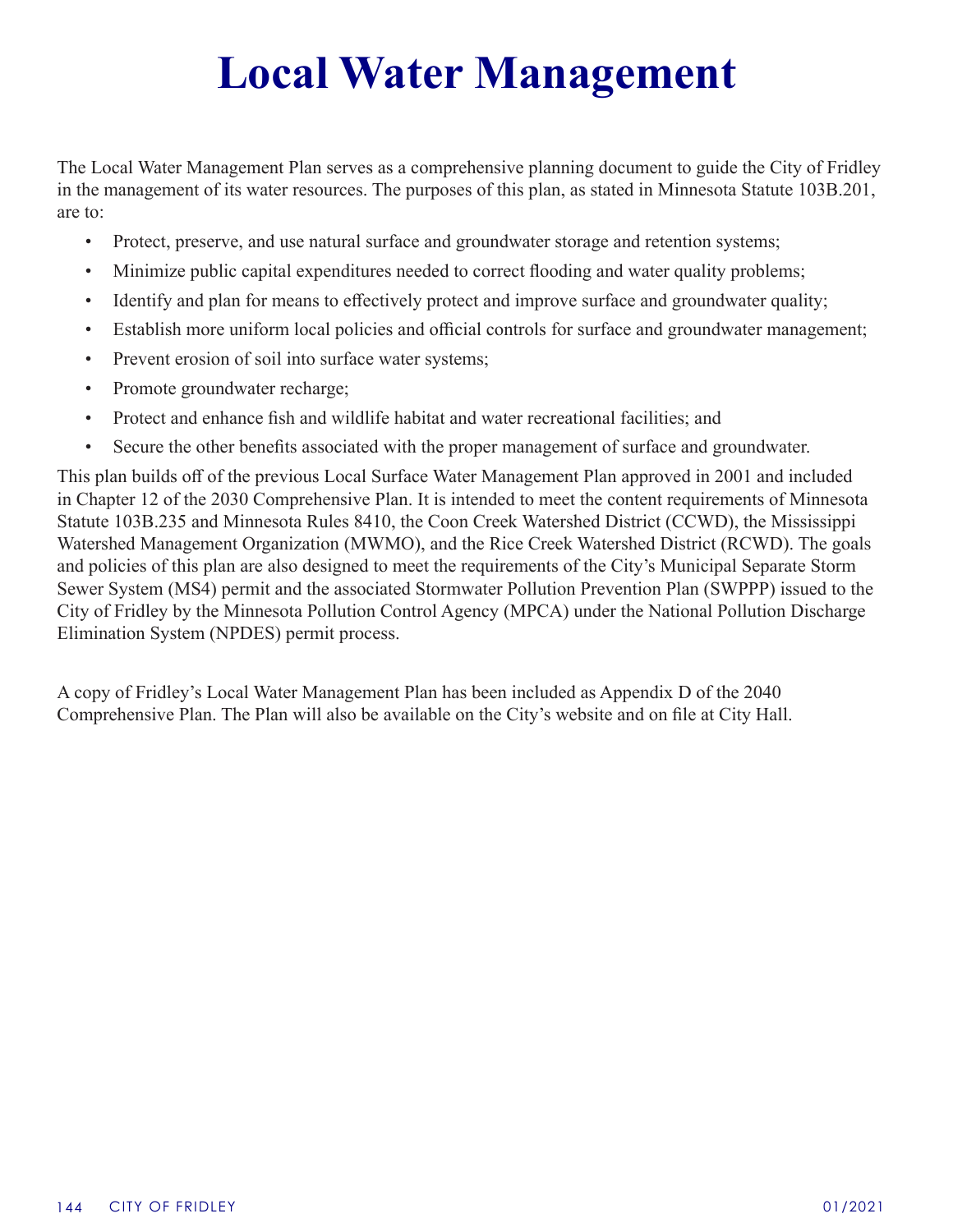# Local Water Management

The Local Water Management Plan serves as a comprehensive planning document to guide the City of Fridley in the management of its water resources. The purposes of this plan, as stated in Minnesota Statute 103B.201, are to:

- Protect, preserve, and use natural surface and groundwater storage and retention systems;
- Minimize public capital expenditures needed to correct flooding and water quality problems;
- Identify and plan for means to effectively protect and improve surface and groundwater quality;
- Establish more uniform local policies and official controls for surface and groundwater management;
- Prevent erosion of soil into surface water systems;
- Promote groundwater recharge;
- Protect and enhance fish and wildlife habitat and water recreational facilities; and
- Secure the other benefits associated with the proper management of surface and groundwater.

This plan builds off of the previous Local Surface Water Management Plan approved in 2001 and included in Chapter 12 of the 2030 Comprehensive Plan. It is intended to meet the content requirements of Minnesota Statute 103B.235 and Minnesota Rules 8410, the Coon Creek Watershed District (CCWD), the Mississippi Watershed Management Organization (MWMO), and the Rice Creek Watershed District (RCWD). The goals and policies of this plan are also designed to meet the requirements of the City's Municipal Separate Storm Sewer System (MS4) permit and the associated Stormwater Pollution Prevention Plan (SWPPP) issued to the City of Fridley by the Minnesota Pollution Control Agency (MPCA) under the National Pollution Discharge Elimination System (NPDES) permit process.

A copy of Fridley's Local Water Management Plan has been included as Appendix D of the 2040 Comprehensive Plan. The Plan will also be available on the City's website and on file at City Hall.